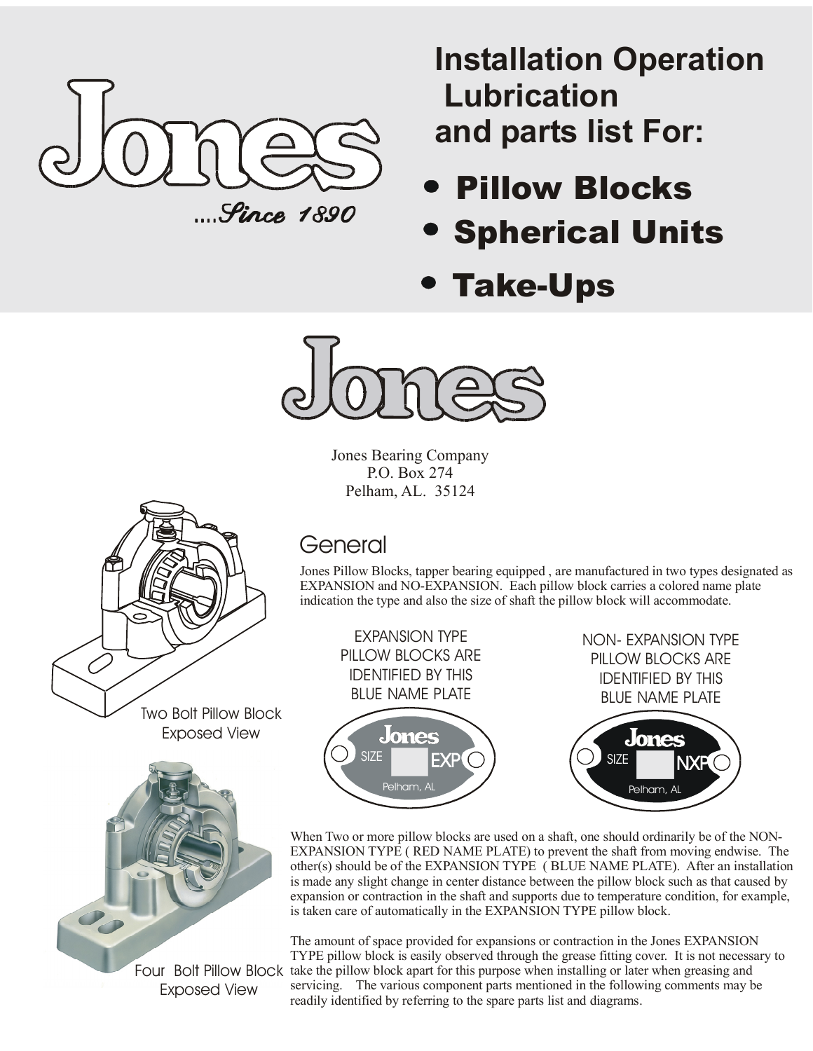Jones

....Since 1890

# Installation Operation Lubrication and parts list For:

- **Pillow Blocks**
- **Spherical Units**
- **Take-Ups**

Jones

Jones Bearing Company
P.O. Box 274
Pelham, AL. 35124

Two Bolt Pillow Block Exposed View

Four Bolt Pillow Block Exposed View

## General

Jones Pillow Blocks, tapper bearing equipped , are manufactured in two types designated as EXPANSION and NO-EXPANSION. Each pillow block carries a colored name plate indication the type and also the size of shaft the pillow block will accommodate.

EXPANSION TYPE PILLOW BLOCKS ARE IDENTIFIED BY THIS BLUE NAME PLATE

Jones SIZE EXP Pelham, AL

NON- EXPANSION TYPE PILLOW BLOCKS ARE IDENTIFIED BY THIS BLUE NAME PLATE

Jones SIZE NXP Pelham, AL

When Two or more pillow blocks are used on a shaft, one should ordinarily be of the NON-EXPANSION TYPE ( RED NAME PLATE) to prevent the shaft from moving endwise. The other(s) should be of the EXPANSION TYPE ( BLUE NAME PLATE). After an installation is made any slight change in center distance between the pillow block such as that caused by expansion or contraction in the shaft and supports due to temperature condition, for example, is taken care of automatically in the EXPANSION TYPE pillow block.

The amount of space provided for expansions or contraction in the Jones EXPANSION TYPE pillow block is easily observed through the grease fitting cover. It is not necessary to take the pillow block apart for this purpose when installing or later when greasing and servicing. The various component parts mentioned in the following comments may be readily identified by referring to the spare parts list and diagrams.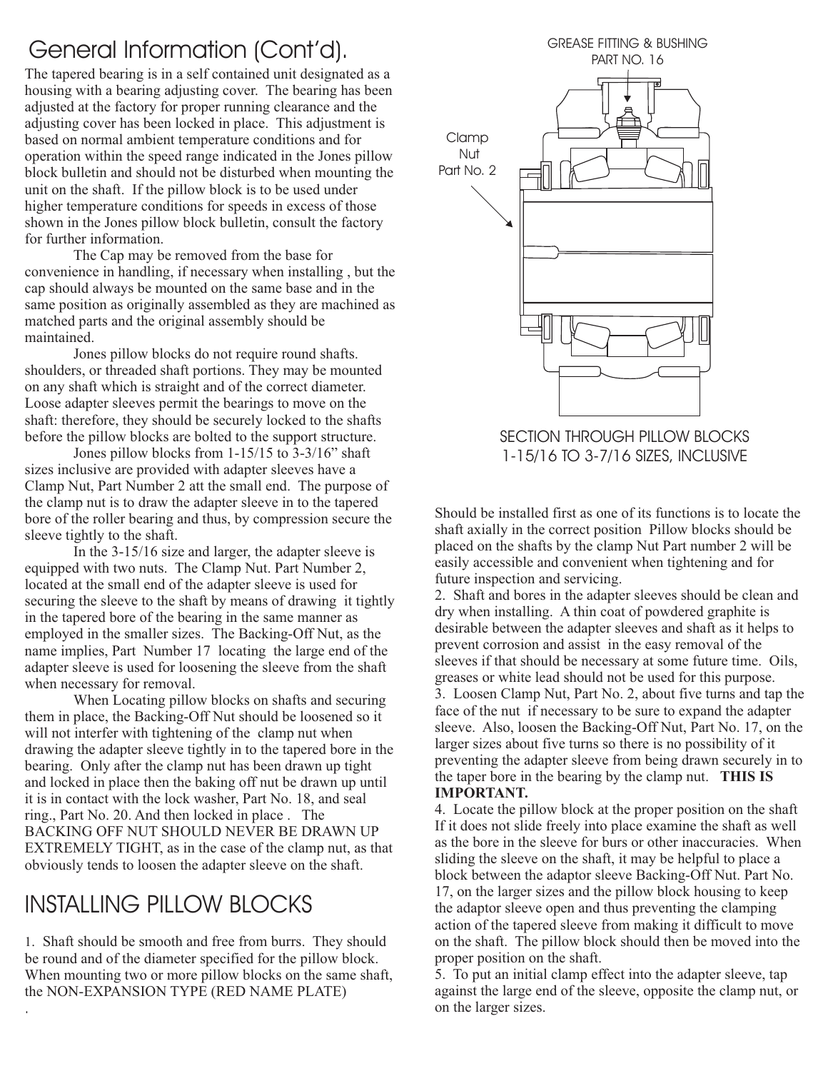# General Information (Cont'd).

The tapered bearing is in a self contained unit designated as a housing with a bearing adjusting cover. The bearing has been adjusted at the factory for proper running clearance and the adjusting cover has been locked in place. This adjustment is based on normal ambient temperature conditions and for operation within the speed range indicated in the Jones pillow block bulletin and should not be disturbed when mounting the unit on the shaft. If the pillow block is to be used under higher temperature conditions for speeds in excess of those shown in the Jones pillow block bulletin, consult the factory for further information.

The Cap may be removed from the base for convenience in handling, if necessary when installing , but the cap should always be mounted on the same base and in the same position as originally assembled as they are machined as matched parts and the original assembly should be maintained.

Jones pillow blocks do not require round shafts. shoulders, or threaded shaft portions. They may be mounted on any shaft which is straight and of the correct diameter. Loose adapter sleeves permit the bearings to move on the shaft: therefore, they should be securely locked to the shafts before the pillow blocks are bolted to the support structure.

Jones pillow blocks from 1-15/15 to 3-3/16" shaft sizes inclusive are provided with adapter sleeves have a Clamp Nut, Part Number 2 att the small end. The purpose of the clamp nut is to draw the adapter sleeve in to the tapered bore of the roller bearing and thus, by compression secure the sleeve tightly to the shaft.

In the 3-15/16 size and larger, the adapter sleeve is equipped with two nuts. The Clamp Nut. Part Number 2, located at the small end of the adapter sleeve is used for securing the sleeve to the shaft by means of drawing it tightly in the tapered bore of the bearing in the same manner as employed in the smaller sizes. The Backing-Off Nut, as the name implies, Part Number 17 locating the large end of the adapter sleeve is used for loosening the sleeve from the shaft when necessary for removal.

When Locating pillow blocks on shafts and securing them in place, the Backing-Off Nut should be loosened so it will not interfer with tightening of the clamp nut when drawing the adapter sleeve tightly in to the tapered bore in the bearing. Only after the clamp nut has been drawn up tight and locked in place then the baking off nut be drawn up until it is in contact with the lock washer, Part No. 18, and seal ring., Part No. 20. And then locked in place . The BACKING OFF NUT SHOULD NEVER BE DRAWN UP EXTREMELY TIGHT, as in the case of the clamp nut, as that obviously tends to loosen the adapter sleeve on the shaft.

GREASE FITTING & BUSHING PART NO. 16

Clamp Nut Part No. 2

SECTION THROUGH PILLOW BLOCKS 1-15/16 TO 3-7/16 SIZES, INCLUSIVE

# INSTALLING PILLOW BLOCKS

1. Shaft should be smooth and free from burrs. They should be round and of the diameter specified for the pillow block. When mounting two or more pillow blocks on the same shaft, the NON-EXPANSION TYPE (RED NAME PLATE) Should be installed first as one of its functions is to locate the shaft axially in the correct position Pillow blocks should be placed on the shafts by the clamp Nut Part number 2 will be easily accessible and convenient when tightening and for future inspection and servicing.

2. Shaft and bores in the adapter sleeves should be clean and dry when installing. A thin coat of powdered graphite is desirable between the adapter sleeves and shaft as it helps to prevent corrosion and assist in the easy removal of the sleeves if that should be necessary at some future time. Oils, greases or white lead should not be used for this purpose.

3. Loosen Clamp Nut, Part No. 2, about five turns and tap the face of the nut if necessary to be sure to expand the adapter sleeve. Also, loosen the Backing-Off Nut, Part No. 17, on the larger sizes about five turns so there is no possibility of it preventing the adapter sleeve from being drawn securely in to the taper bore in the bearing by the clamp nut. **THIS IS IMPORTANT.**

4. Locate the pillow block at the proper position on the shaft If it does not slide freely into place examine the shaft as well as the bore in the sleeve for burs or other inaccuracies. When sliding the sleeve on the shaft, it may be helpful to place a block between the adaptor sleeve Backing-Off Nut. Part No. 17, on the larger sizes and the pillow block housing to keep the adaptor sleeve open and thus preventing the clamping action of the tapered sleeve from making it difficult to move on the shaft. The pillow block should then be moved into the proper position on the shaft.

5. To put an initial clamp effect into the adapter sleeve, tap against the large end of the sleeve, opposite the clamp nut, or on the larger sizes.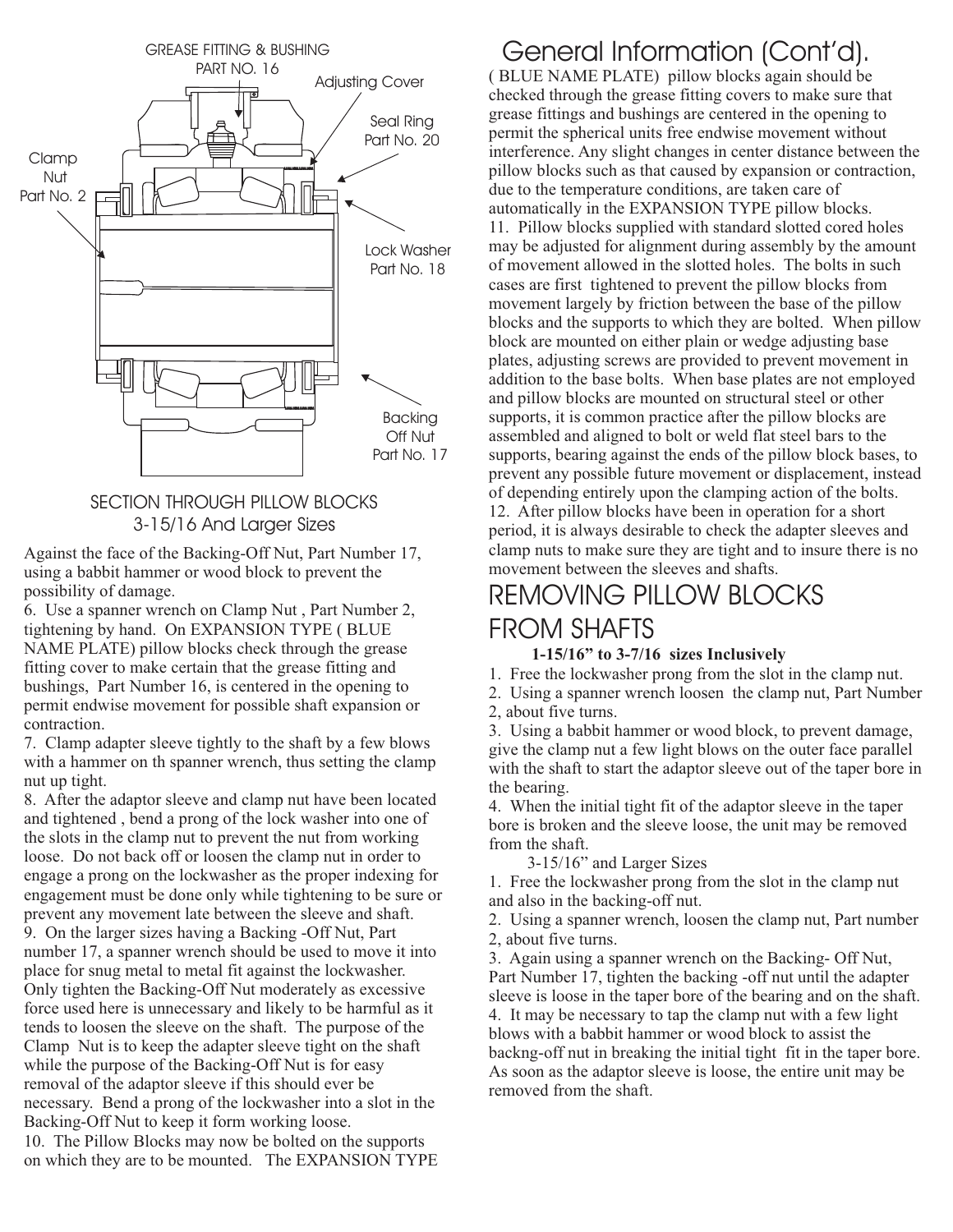GREASE FITTING & BUSHING PART NO. 16

Adjusting Cover

Seal Ring Part No. 20

Clamp Nut Part No. 2

Lock Washer Part No. 18

Backing Off Nut Part No. 17

SECTION THROUGH PILLOW BLOCKS
3-15/16 And Larger Sizes

Against the face of the Backing-Off Nut, Part Number 17, using a babbit hammer or wood block to prevent the possibility of damage.

6. Use a spanner wrench on Clamp Nut , Part Number 2, tightening by hand. On EXPANSION TYPE ( BLUE NAME PLATE) pillow blocks check through the grease fitting cover to make certain that the grease fitting and bushings, Part Number 16, is centered in the opening to permit endwise movement for possible shaft expansion or contraction.

7. Clamp adapter sleeve tightly to the shaft by a few blows with a hammer on th spanner wrench, thus setting the clamp nut up tight.

8. After the adaptor sleeve and clamp nut have been located and tightened , bend a prong of the lock washer into one of the slots in the clamp nut to prevent the nut from working loose. Do not back off or loosen the clamp nut in order to engage a prong on the lockwasher as the proper indexing for engagement must be done only while tightening to be sure or prevent any movement late between the sleeve and shaft.

9. On the larger sizes having a Backing -Off Nut, Part number 17, a spanner wrench should be used to move it into place for snug metal to metal fit against the lockwasher. Only tighten the Backing-Off Nut moderately as excessive force used here is unnecessary and likely to be harmful as it tends to loosen the sleeve on the shaft. The purpose of the Clamp Nut is to keep the adapter sleeve tight on the shaft while the purpose of the Backing-Off Nut is for easy removal of the adaptor sleeve if this should ever be necessary. Bend a prong of the lockwasher into a slot in the Backing-Off Nut to keep it form working loose.

10. The Pillow Blocks may now be bolted on the supports on which they are to be mounted. The EXPANSION TYPE

# General Information (Cont'd).

( BLUE NAME PLATE) pillow blocks again should be checked through the grease fitting covers to make sure that grease fittings and bushings are centered in the opening to permit the spherical units free endwise movement without interference. Any slight changes in center distance between the pillow blocks such as that caused by expansion or contraction, due to the temperature conditions, are taken care of automatically in the EXPANSION TYPE pillow blocks.

11. Pillow blocks supplied with standard slotted cored holes may be adjusted for alignment during assembly by the amount of movement allowed in the slotted holes. The bolts in such cases are first tightened to prevent the pillow blocks from movement largely by friction between the base of the pillow blocks and the supports to which they are bolted. When pillow block are mounted on either plain or wedge adjusting base plates, adjusting screws are provided to prevent movement in addition to the base bolts. When base plates are not employed and pillow blocks are mounted on structural steel or other supports, it is common practice after the pillow blocks are assembled and aligned to bolt or weld flat steel bars to the supports, bearing against the ends of the pillow block bases, to prevent any possible future movement or displacement, instead of depending entirely upon the clamping action of the bolts.

12. After pillow blocks have been in operation for a short period, it is always desirable to check the adapter sleeves and clamp nuts to make sure they are tight and to insure there is no movement between the sleeves and shafts.

# REMOVING PILLOW BLOCKS FROM SHAFTS

**1-15/16" to 3-7/16 sizes Inclusively**

1. Free the lockwasher prong from the slot in the clamp nut.
2. Using a spanner wrench loosen the clamp nut, Part Number 2, about five turns.
3. Using a babbit hammer or wood block, to prevent damage, give the clamp nut a few light blows on the outer face parallel with the shaft to start the adaptor sleeve out of the taper bore in the bearing.
4. When the initial tight fit of the adaptor sleeve in the taper bore is broken and the sleeve loose, the unit may be removed from the shaft.

3-15/16" and Larger Sizes

1. Free the lockwasher prong from the slot in the clamp nut and also in the backing-off nut.
2. Using a spanner wrench, loosen the clamp nut, Part number 2, about five turns.
3. Again using a spanner wrench on the Backing- Off Nut, Part Number 17, tighten the backing -off nut until the adapter sleeve is loose in the taper bore of the bearing and on the shaft.
4. It may be necessary to tap the clamp nut with a few light blows with a babbit hammer or wood block to assist the backng-off nut in breaking the initial tight fit in the taper bore. As soon as the adaptor sleeve is loose, the entire unit may be removed from the shaft.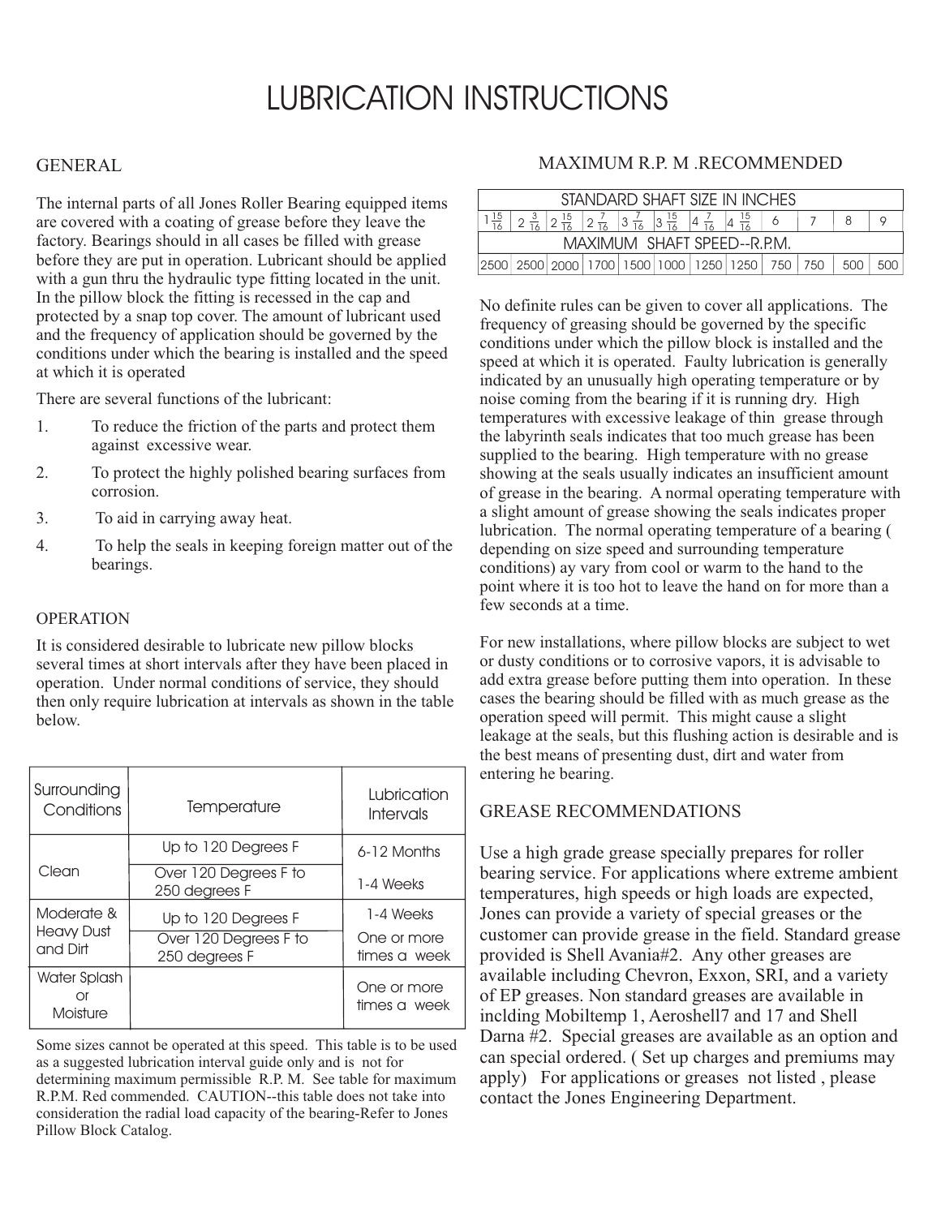# LUBRICATION INSTRUCTIONS

## GENERAL

The internal parts of all Jones Roller Bearing equipped items are covered with a coating of grease before they leave the factory. Bearings should in all cases be filled with grease before they are put in operation. Lubricant should be applied with a gun thru the hydraulic type fitting located in the unit. In the pillow block the fitting is recessed in the cap and protected by a snap top cover. The amount of lubricant used and the frequency of application should be governed by the conditions under which the bearing is installed and the speed at which it is operated

There are several functions of the lubricant:

1. To reduce the friction of the parts and protect them against excessive wear.
2. To protect the highly polished bearing surfaces from corrosion.
3. To aid in carrying away heat.
4. To help the seals in keeping foreign matter out of the bearings.

## OPERATION

It is considered desirable to lubricate new pillow blocks several times at short intervals after they have been placed in operation. Under normal conditions of service, they should then only require lubrication at intervals as shown in the table below.

| Surrounding Conditions | Temperature | Lubrication Intervals |
|---|---|---|
| Clean | Up to 120 Degrees F | 6-12 Months |
| | Over 120 Degrees F to 250 degrees F | 1-4 Weeks |
| Moderate & Heavy Dust and Dirt | Up to 120 Degrees F | 1-4 Weeks |
| | Over 120 Degrees F to 250 degrees F | One or more times a week |
| Water Splash or Moisture | | One or more times a week |

Some sizes cannot be operated at this speed. This table is to be used as a suggested lubrication interval guide only and is not for determining maximum permissible R.P. M. See table for maximum R.P.M. Red commended. CAUTION--this table does not take into consideration the radial load capacity of the bearing-Refer to Jones Pillow Block Catalog.

## MAXIMUM R.P. M .RECOMMENDED

| STANDARD SHAFT SIZE IN INCHES | | | | | | | | | | | |
|---|---|---|---|---|---|---|---|---|---|---|---|
| $1\frac{15}{16}$ | $2\frac{3}{16}$ | $2\frac{15}{16}$ | $2\frac{7}{16}$ | $3\frac{7}{16}$ | $3\frac{15}{16}$ | $4\frac{7}{16}$ | $4\frac{15}{16}$ | 6 | 7 | 8 | 9 |
| **MAXIMUM SHAFT SPEED--R.P.M.** | | | | | | | | | | | |
| 2500 | 2500 | 2000 | 1700 | 1500 | 1000 | 1250 | 1250 | 750 | 750 | 500 | 500 |

No definite rules can be given to cover all applications. The frequency of greasing should be governed by the specific conditions under which the pillow block is installed and the speed at which it is operated. Faulty lubrication is generally indicated by an unusually high operating temperature or by noise coming from the bearing if it is running dry. High temperatures with excessive leakage of thin grease through the labyrinth seals indicates that too much grease has been supplied to the bearing. High temperature with no grease showing at the seals usually indicates an insufficient amount of grease in the bearing. A normal operating temperature with a slight amount of grease showing the seals indicates proper lubrication. The normal operating temperature of a bearing ( depending on size speed and surrounding temperature conditions) ay vary from cool or warm to the hand to the point where it is too hot to leave the hand on for more than a few seconds at a time.

For new installations, where pillow blocks are subject to wet or dusty conditions or to corrosive vapors, it is advisable to add extra grease before putting them into operation. In these cases the bearing should be filled with as much grease as the operation speed will permit. This might cause a slight leakage at the seals, but this flushing action is desirable and is the best means of presenting dust, dirt and water from entering he bearing.

## GREASE RECOMMENDATIONS

Use a high grade grease specially prepares for roller bearing service. For applications where extreme ambient temperatures, high speeds or high loads are expected, Jones can provide a variety of special greases or the customer can provide grease in the field. Standard grease provided is Shell Avania#2. Any other greases are available including Chevron, Exxon, SRI, and a variety of EP greases. Non standard greases are available in inclding Mobiltemp 1, Aeroshell7 and 17 and Shell Darna #2. Special greases are available as an option and can special ordered. ( Set up charges and premiums may apply) For applications or greases not listed , please contact the Jones Engineering Department.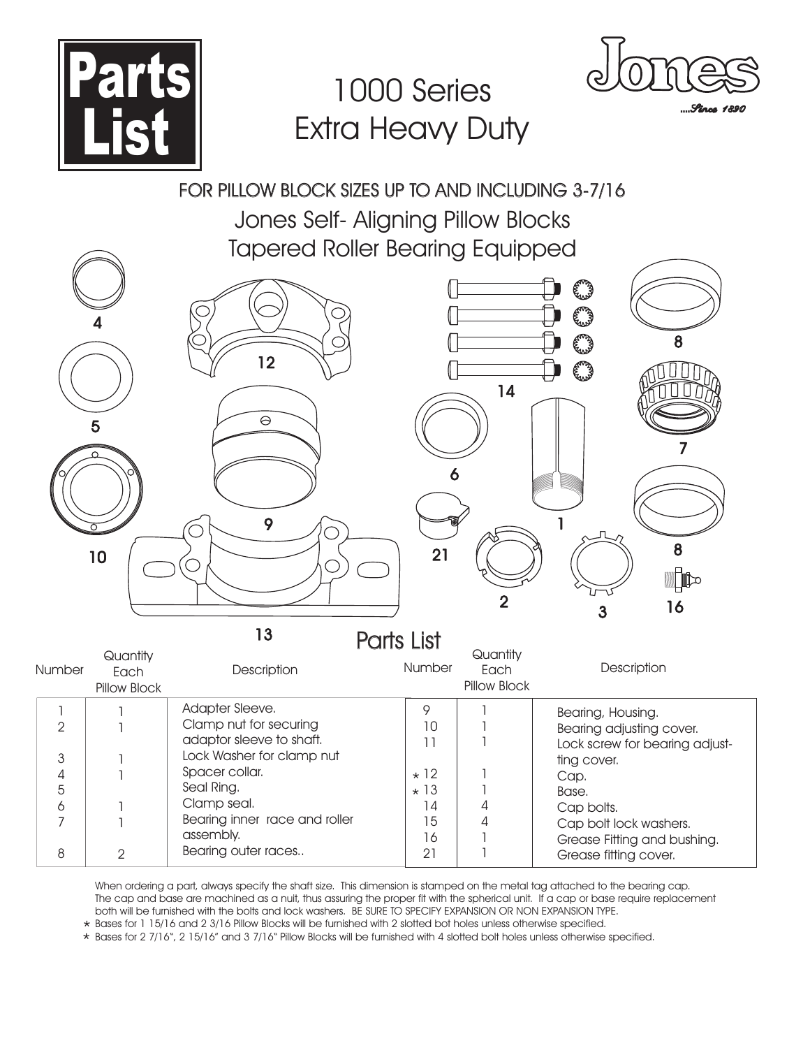# Parts List

## 1000 Series Extra Heavy Duty

Jones ....Since 1890

### FOR PILLOW BLOCK SIZES UP TO AND INCLUDING 3-7/16

### Jones Self- Aligning Pillow Blocks Tapered Roller Bearing Equipped

4 12 8 5 14 7 6 1 9 10 21 8 2 3 16 13

## Parts List

| Number | Quantity Each Pillow Block | Description | Number | Quantity Each Pillow Block | Description |
|---|---|---|---|---|---|
| 1 | 1 | Adapter Sleeve. | 9 | 1 | Bearing, Housing. |
| 2 | 1 | Clamp nut for securing adaptor sleeve to shaft. | 10 | 1 | Bearing adjusting cover. |
| 3 | 1 | Lock Washer for clamp nut | 11 | 1 | Lock screw for bearing adjusting cover. |
| 4 | 1 | Spacer collar. | * 12 | 1 | Cap. |
| 5 | | Seal Ring. | * 13 | 1 | Base. |
| 6 | 1 | Clamp seal. | 14 | 4 | Cap bolts. |
| 7 | 1 | Bearing inner race and roller assembly. | 15 | 4 | Cap bolt lock washers. |
| 8 | 2 | Bearing outer races.. | 16 | 1 | Grease Fitting and bushing. |
| | | | 21 | 1 | Grease fitting cover. |

When ordering a part, always specify the shaft size. This dimension is stamped on the metal tag attached to the bearing cap. The cap and base are machined as a nuit, thus assuring the proper fit with the spherical unit. If a cap or base require replacement both will be furnished with the bolts and lock washers. BE SURE TO SPECIFY EXPANSION OR NON EXPANSION TYPE.

* Bases for 1 15/16 and 2 3/16 Pillow Blocks will be furnished with 2 slotted bot holes unless otherwise specified.

* Bases for 2 7/16", 2 15/16" and 3 7/16" Pillow Blocks will be furnished with 4 slotted bolt holes unless otherwise specified.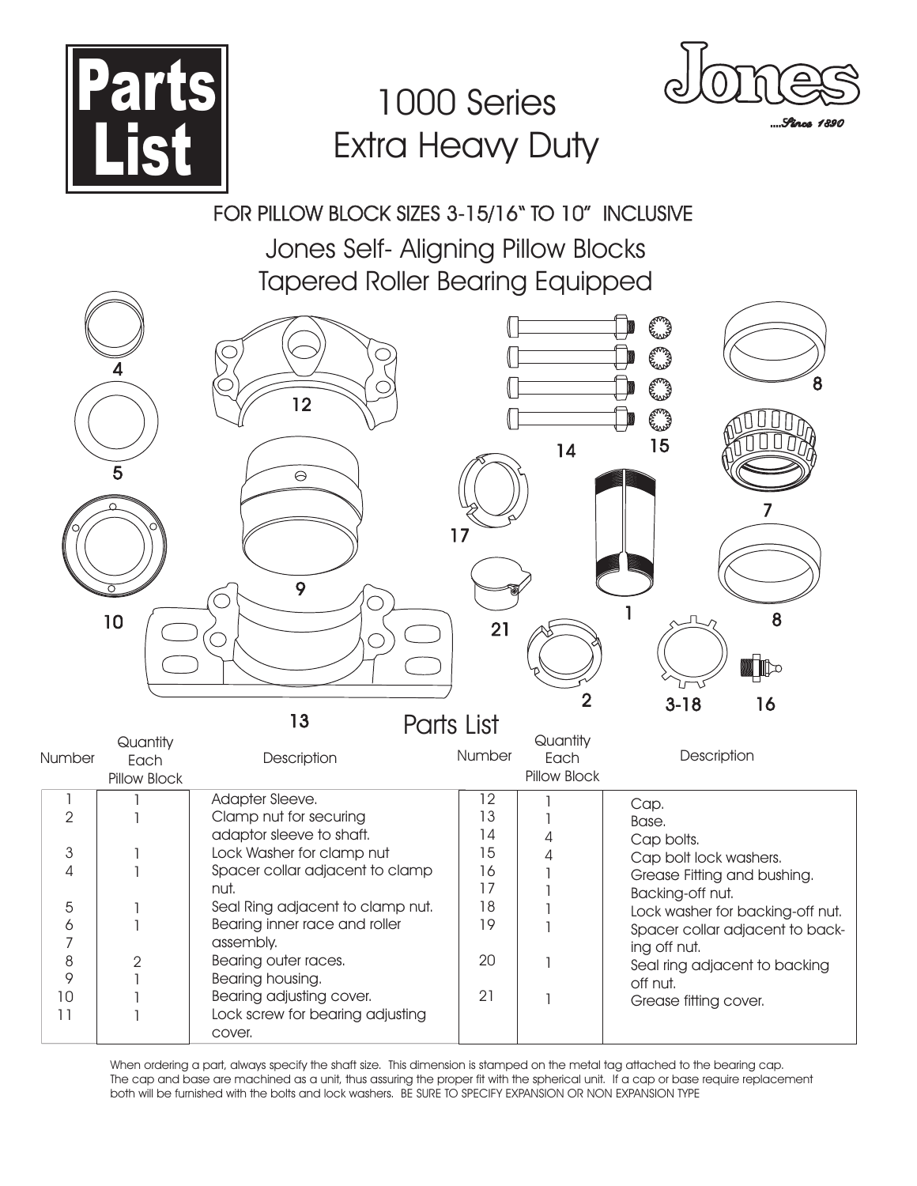# Parts List

## 1000 Series Extra Heavy Duty

Jones ....Since 1890

### FOR PILLOW BLOCK SIZES 3-15/16" TO 10" INCLUSIVE

### Jones Self- Aligning Pillow Blocks Tapered Roller Bearing Equipped

4
12
8
5
15
14
7
17
9
10
21
1
8
2
3-18
16
13

## Parts List

| Number | Quantity Each Pillow Block | Description | Number | Quantity Each Pillow Block | Description |
|---|---|---|---|---|---|
| 1 | 1 | Adapter Sleeve. | 12 | 1 | Cap. |
| 2 | 1 | Clamp nut for securing adaptor sleeve to shaft. | 13 | 1 | Base. |
| 3 | 1 | Lock Washer for clamp nut | 14 | 4 | Cap bolts. |
| 4 | 1 | Spacer collar adjacent to clamp nut. | 15 | 4 | Cap bolt lock washers. |
| 5 | 1 | Seal Ring adjacent to clamp nut. | 16 | 1 | Grease Fitting and bushing. |
| 6 | 1 | Bearing inner race and roller | 17 | 1 | Backing-off nut. |
| 7 | | assembly. | 18 | 1 | Lock washer for backing-off nut. |
| 8 | 2 | Bearing outer races. | 19 | 1 | Spacer collar adjacent to backing off nut. |
| 9 | 1 | Bearing housing. | 20 | 1 | Seal ring adjacent to backing off nut. |
| 10 | 1 | Bearing adjusting cover. | 21 | 1 | Grease fitting cover. |
| 11 | 1 | Lock screw for bearing adjusting cover. | | | |

When ordering a part, always specify the shaft size. This dimension is stamped on the metal tag attached to the bearing cap. The cap and base are machined as a unit, thus assuring the proper fit with the spherical unit. If a cap or base require replacement both will be furnished with the bolts and lock washers. BE SURE TO SPECIFY EXPANSION OR NON EXPANSION TYPE